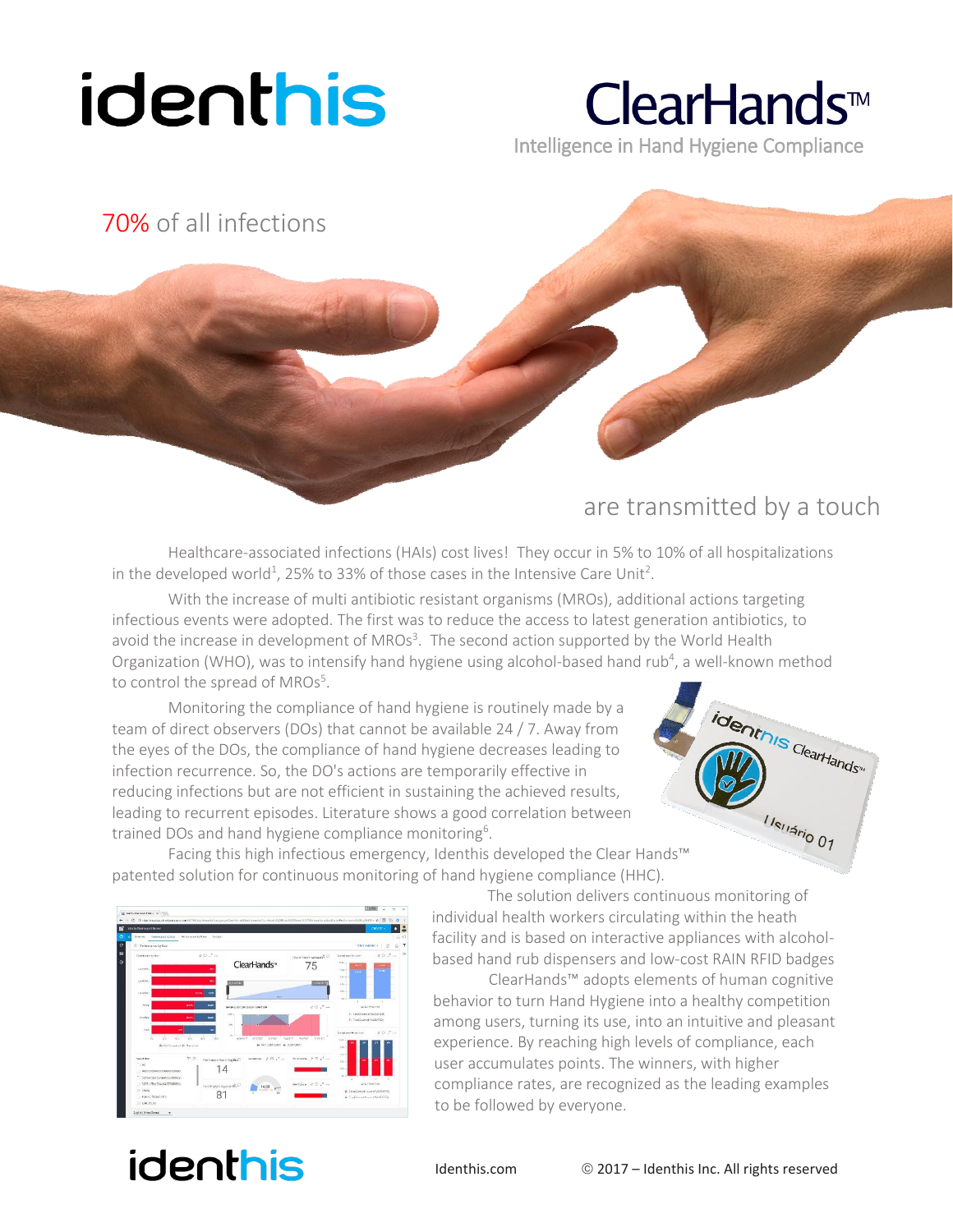# identhis

# ClearHands™

Intelligence in Hand Hygiene Compliance

## 70% of all infections are transmitted by a touch

Healthcare-associated infections (HAIs) cost lives! They occur in 5% to 10% of all hospitalizations in the developed world[1], 25% to 33% of those cases in the Intensive Care Unit[2].

With the increase of multi antibiotic resistant organisms (MROs), additional actions targeting infectious events were adopted. The first was to reduce the access to latest generation antibiotics, to avoid the increase in development of MROs[3]. The second action supported by the World Health Organization (WHO), was to intensify hand hygiene using alcohol-based hand rub[4], a well-known method to control the spread of MROs[5].

Monitoring the compliance of hand hygiene is routinely made by a team of direct observers (DOs) that cannot be available 24 / 7. Away from the eyes of the DOs, the compliance of hand hygiene decreases leading to infection recurrence. So, the DO's actions are temporarily effective in reducing infections but are not efficient in sustaining the achieved results, leading to recurrent episodes. Literature shows a good correlation between trained DOs and hand hygiene compliance monitoring[6].

Facing this high infectious emergency, Identhis developed the Clear Hands™ patented solution for continuous monitoring of hand hygiene compliance (HHC).

The solution delivers continuous monitoring of individual health workers circulating within the heath facility and is based on interactive appliances with alcohol-based hand rub dispensers and low-cost RAIN RFID badges

ClearHands™ adopts elements of human cognitive behavior to turn Hand Hygiene into a healthy competition among users, turning its use, into an intuitive and pleasant experience. By reaching high levels of compliance, each user accumulates points. The winners, with higher compliance rates, are recognized as the leading examples to be followed by everyone.

identhis

Identhis.com © 2017 – Identhis Inc. All rights reserved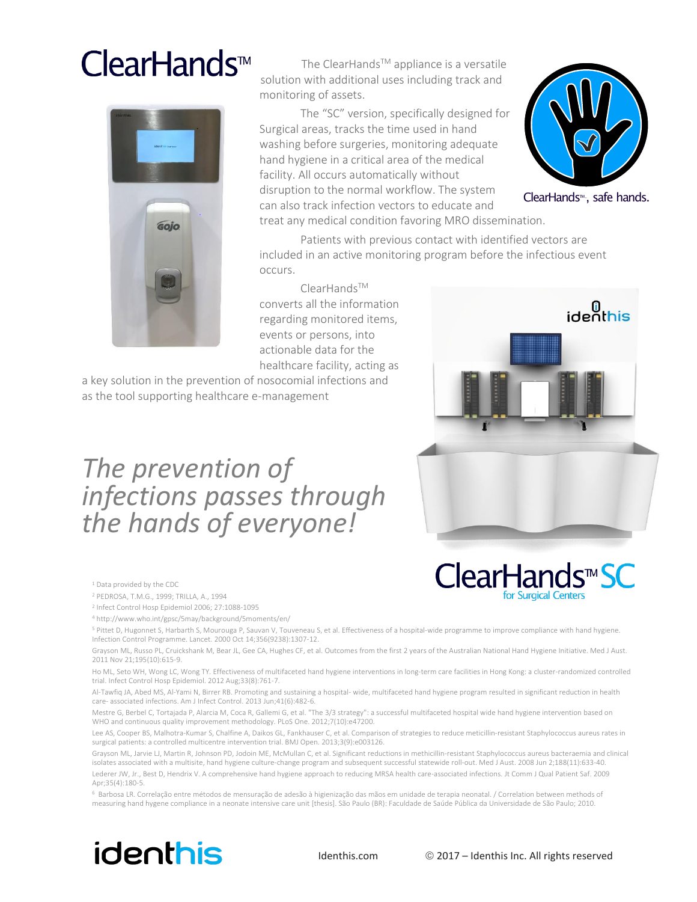# ClearHands™

The ClearHands™ appliance is a versatile solution with additional uses including track and monitoring of assets.

The "SC" version, specifically designed for Surgical areas, tracks the time used in hand washing before surgeries, monitoring adequate hand hygiene in a critical area of the medical facility. All occurs automatically without disruption to the normal workflow. The system can also track infection vectors to educate and treat any medical condition favoring MRO dissemination.

ClearHands™, safe hands.

Patients with previous contact with identified vectors are included in an active monitoring program before the infectious event occurs.

ClearHands™ converts all the information regarding monitored items, events or persons, into actionable data for the healthcare facility, acting as a key solution in the prevention of nosocomial infections and as the tool supporting healthcare e-management

*The prevention of infections passes through the hands of everyone!*

identhis

ClearHands™ SC
for Surgical Centers

[1] Data provided by the CDC

[2] PEDROSA, T.M.G., 1999; TRILLA, A., 1994

[2] Infect Control Hosp Epidemiol 2006; 27:1088-1095

[4] http://www.who.int/gpsc/5may/background/5moments/en/

[5] Pittet D, Hugonnet S, Harbarth S, Mourouga P, Sauvan V, Touveneau S, et al. Effectiveness of a hospital-wide programme to improve compliance with hand hygiene. Infection Control Programme. Lancet. 2000 Oct 14;356(9238):1307-12.

Grayson ML, Russo PL, Cruickshank M, Bear JL, Gee CA, Hughes CF, et al. Outcomes from the first 2 years of the Australian National Hand Hygiene Initiative. Med J Aust. 2011 Nov 21;195(10):615-9.

Ho ML, Seto WH, Wong LC, Wong TY. Effectiveness of multifaceted hand hygiene interventions in long-term care facilities in Hong Kong: a cluster-randomized controlled trial. Infect Control Hosp Epidemiol. 2012 Aug;33(8):761-7.

Al-Tawfiq JA, Abed MS, Al-Yami N, Birrer RB. Promoting and sustaining a hospital- wide, multifaceted hand hygiene program resulted in significant reduction in health care- associated infections. Am J Infect Control. 2013 Jun;41(6):482-6.

Mestre G, Berbel C, Tortajada P, Alarcia M, Coca R, Gallemi G, et al. "The 3/3 strategy": a successful multifaceted hospital wide hand hygiene intervention based on WHO and continuous quality improvement methodology. PLoS One. 2012;7(10):e47200.

Lee AS, Cooper BS, Malhotra-Kumar S, Chalfine A, Daikos GL, Fankhauser C, et al. Comparison of strategies to reduce meticillin-resistant Staphylococcus aureus rates in surgical patients: a controlled multicentre intervention trial. BMJ Open. 2013;3(9):e003126.

Grayson ML, Jarvie LJ, Martin R, Johnson PD, Jodoin ME, McMullan C, et al. Significant reductions in methicillin-resistant Staphylococcus aureus bacteraemia and clinical isolates associated with a multisite, hand hygiene culture-change program and subsequent successful statewide roll-out. Med J Aust. 2008 Jun 2;188(11):633-40.

Lederer JW, Jr., Best D, Hendrix V. A comprehensive hand hygiene approach to reducing MRSA health care-associated infections. Jt Comm J Qual Patient Saf. 2009 Apr;35(4):180-5.

[6] Barbosa LR. Correlação entre métodos de mensuração de adesão à higienização das mãos em unidade de terapia neonatal. / Correlation between methods of measuring hand hygene compliance in a neonate intensive care unit [thesis]. São Paulo (BR): Faculdade de Saúde Pública da Universidade de São Paulo; 2010.

identhis

Identhis.com © 2017 – Identhis Inc. All rights reserved